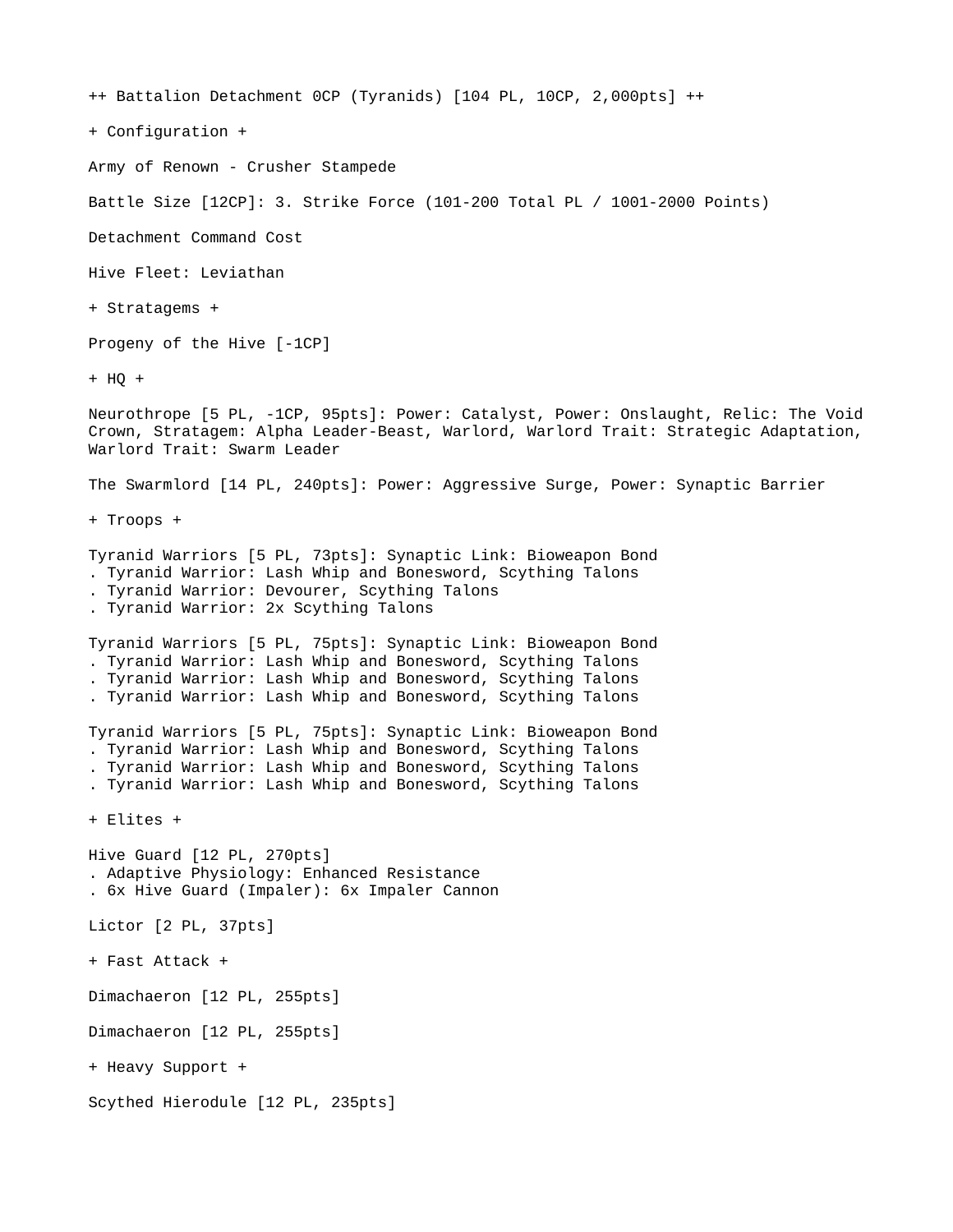++ Battalion Detachment 0CP (Tyranids) [104 PL, 10CP, 2,000pts] ++

+ Configuration +

Army of Renown - Crusher Stampede

Battle Size [12CP]: 3. Strike Force (101-200 Total PL / 1001-2000 Points)

Detachment Command Cost

Hive Fleet: Leviathan

+ Stratagems +

Progeny of the Hive [-1CP]

+ HQ +

Neurothrope [5 PL, -1CP, 95pts]: Power: Catalyst, Power: Onslaught, Relic: The Void Crown, Stratagem: Alpha Leader-Beast, Warlord, Warlord Trait: Strategic Adaptation, Warlord Trait: Swarm Leader

The Swarmlord [14 PL, 240pts]: Power: Aggressive Surge, Power: Synaptic Barrier

+ Troops +

Tyranid Warriors [5 PL, 73pts]: Synaptic Link: Bioweapon Bond
. Tyranid Warrior: Lash Whip and Bonesword, Scything Talons
. Tyranid Warrior: Devourer, Scything Talons
. Tyranid Warrior: 2x Scything Talons

Tyranid Warriors [5 PL, 75pts]: Synaptic Link: Bioweapon Bond
. Tyranid Warrior: Lash Whip and Bonesword, Scything Talons
. Tyranid Warrior: Lash Whip and Bonesword, Scything Talons
. Tyranid Warrior: Lash Whip and Bonesword, Scything Talons

Tyranid Warriors [5 PL, 75pts]: Synaptic Link: Bioweapon Bond
. Tyranid Warrior: Lash Whip and Bonesword, Scything Talons
. Tyranid Warrior: Lash Whip and Bonesword, Scything Talons
. Tyranid Warrior: Lash Whip and Bonesword, Scything Talons

+ Elites +

Hive Guard [12 PL, 270pts]
. Adaptive Physiology: Enhanced Resistance
. 6x Hive Guard (Impaler): 6x Impaler Cannon

Lictor [2 PL, 37pts]

+ Fast Attack +

Dimachaeron [12 PL, 255pts]

Dimachaeron [12 PL, 255pts]

+ Heavy Support +

Scythed Hierodule [12 PL, 235pts]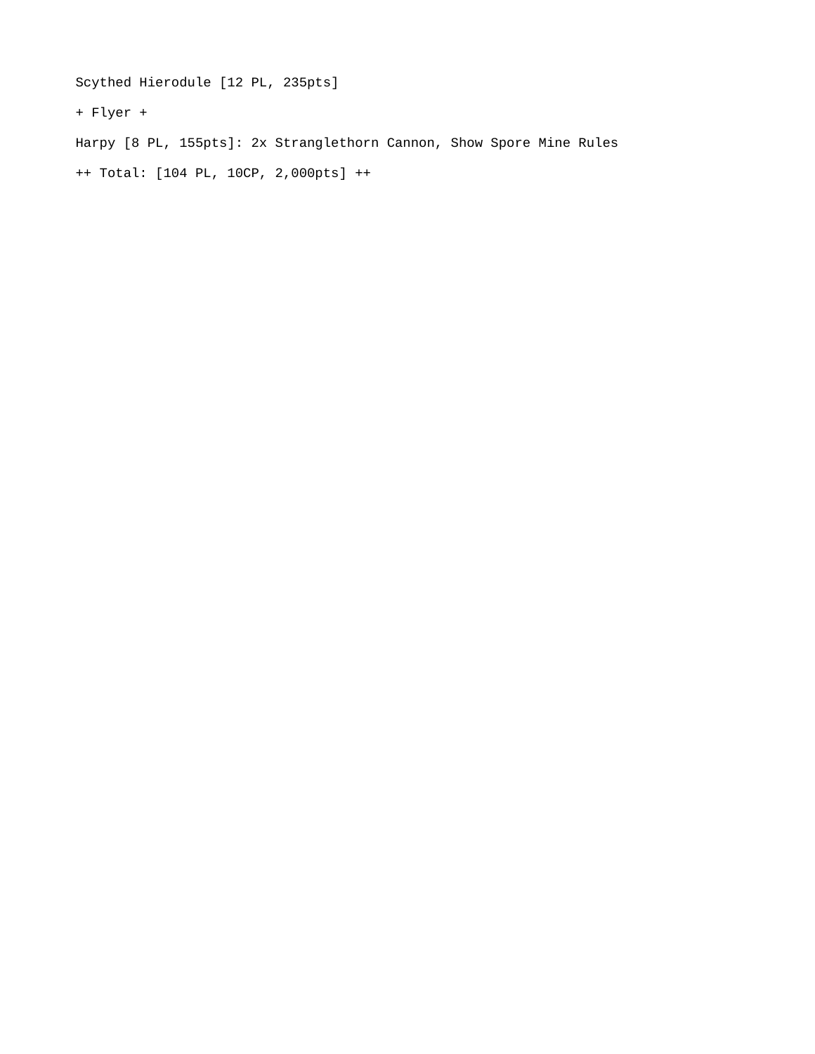Scythed Hierodule [12 PL, 235pts]

+ Flyer +

Harpy [8 PL, 155pts]: 2x Stranglethorn Cannon, Show Spore Mine Rules

++ Total: [104 PL, 10CP, 2,000pts] ++